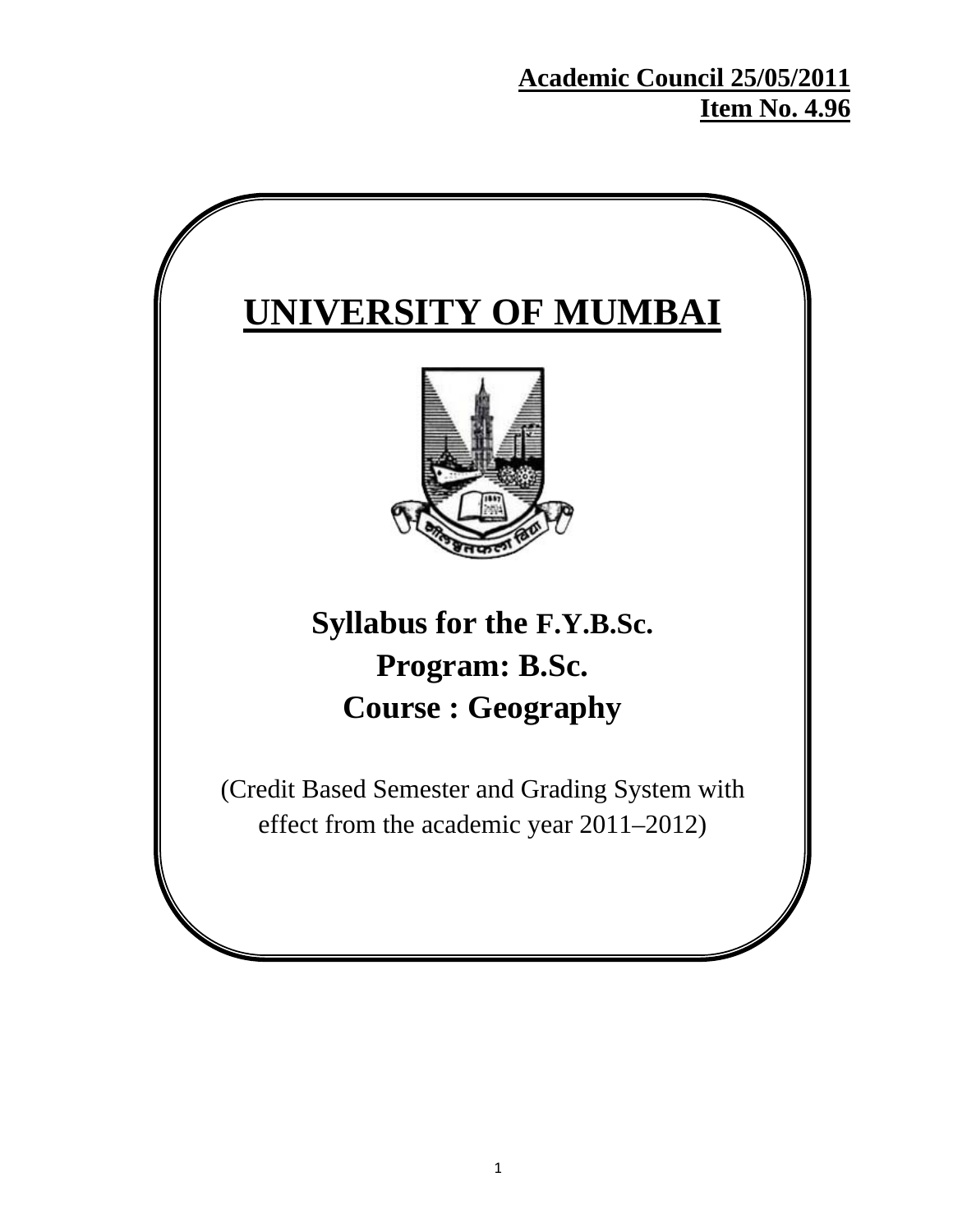**Academic Council 25/05/2011**
**Item No. 4.96**

# UNIVERSITY OF MUMBAI

## Syllabus for the F.Y.B.Sc.
## Program: B.Sc.
## Course : Geography

(Credit Based Semester and Grading System with effect from the academic year 2011–2012)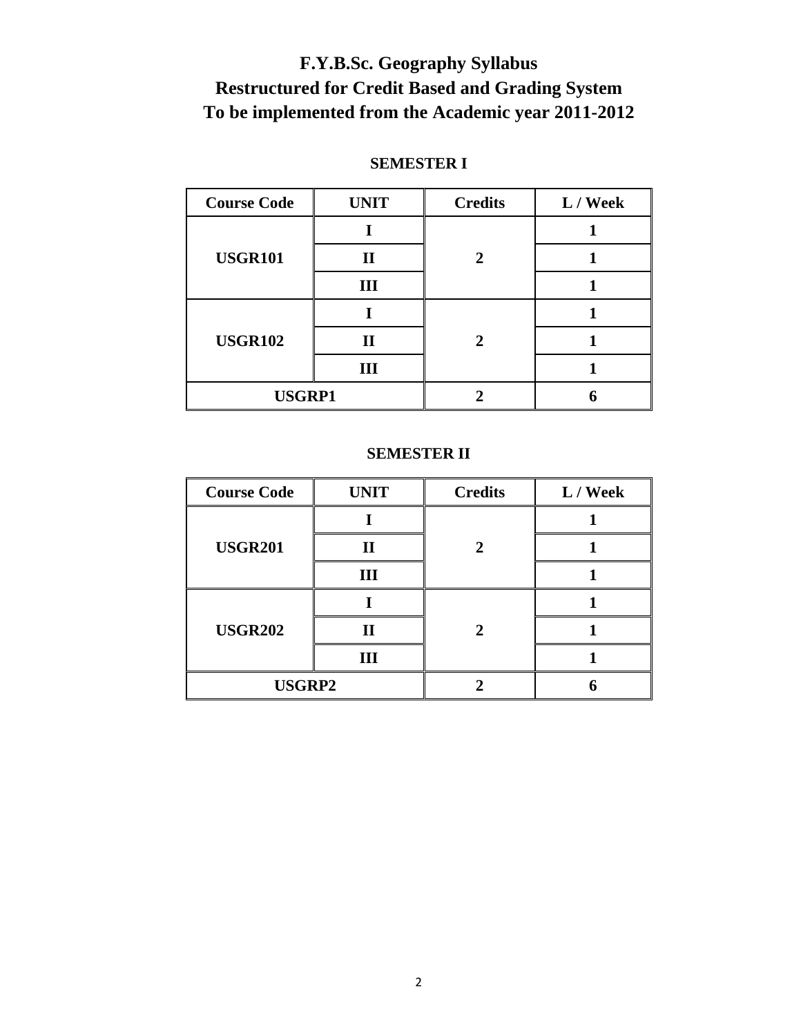# F.Y.B.Sc. Geography Syllabus
# Restructured for Credit Based and Grading System
# To be implemented from the Academic year 2011-2012

### SEMESTER I

| Course Code | UNIT | Credits | L / Week |
|---|---|---|---|
| USGR101 | I | 2 | 1 |
| | II | | 1 |
| | III | | 1 |
| USGR102 | I | 2 | 1 |
| | II | | 1 |
| | III | | 1 |
| USGRP1 | | 2 | 6 |

### SEMESTER II

| Course Code | UNIT | Credits | L / Week |
|---|---|---|---|
| USGR201 | I | 2 | 1 |
| | II | | 1 |
| | III | | 1 |
| USGR202 | I | 2 | 1 |
| | II | | 1 |
| | III | | 1 |
| USGRP2 | | 2 | 6 |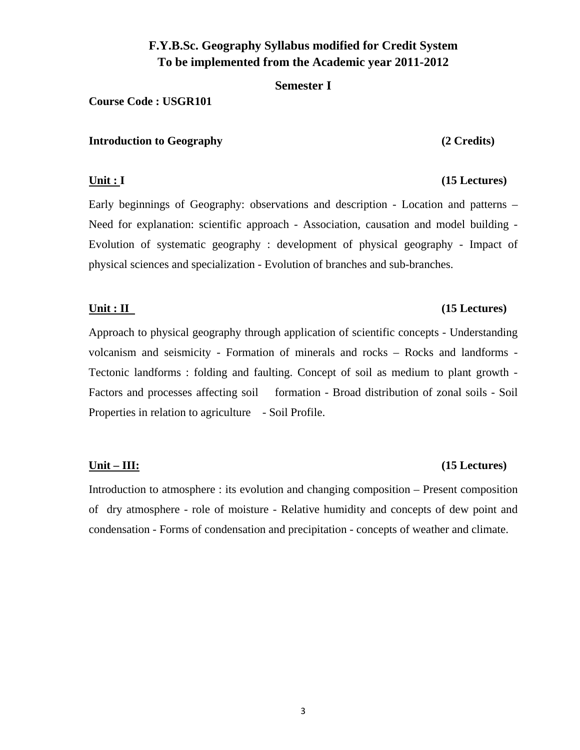# F.Y.B.Sc. Geography Syllabus modified for Credit System
# To be implemented from the Academic year 2011-2012

## Semester I

**Course Code : USGR101**

**Introduction to Geography (2 Credits)**

**Unit : I (15 Lectures)**

Early beginnings of Geography: observations and description - Location and patterns – Need for explanation: scientific approach - Association, causation and model building - Evolution of systematic geography : development of physical geography - Impact of physical sciences and specialization - Evolution of branches and sub-branches.

**Unit : II (15 Lectures)**

Approach to physical geography through application of scientific concepts - Understanding volcanism and seismicity - Formation of minerals and rocks – Rocks and landforms - Tectonic landforms : folding and faulting. Concept of soil as medium to plant growth - Factors and processes affecting soil formation - Broad distribution of zonal soils - Soil Properties in relation to agriculture - Soil Profile.

**Unit – III: (15 Lectures)**

Introduction to atmosphere : its evolution and changing composition – Present composition of dry atmosphere - role of moisture - Relative humidity and concepts of dew point and condensation - Forms of condensation and precipitation - concepts of weather and climate.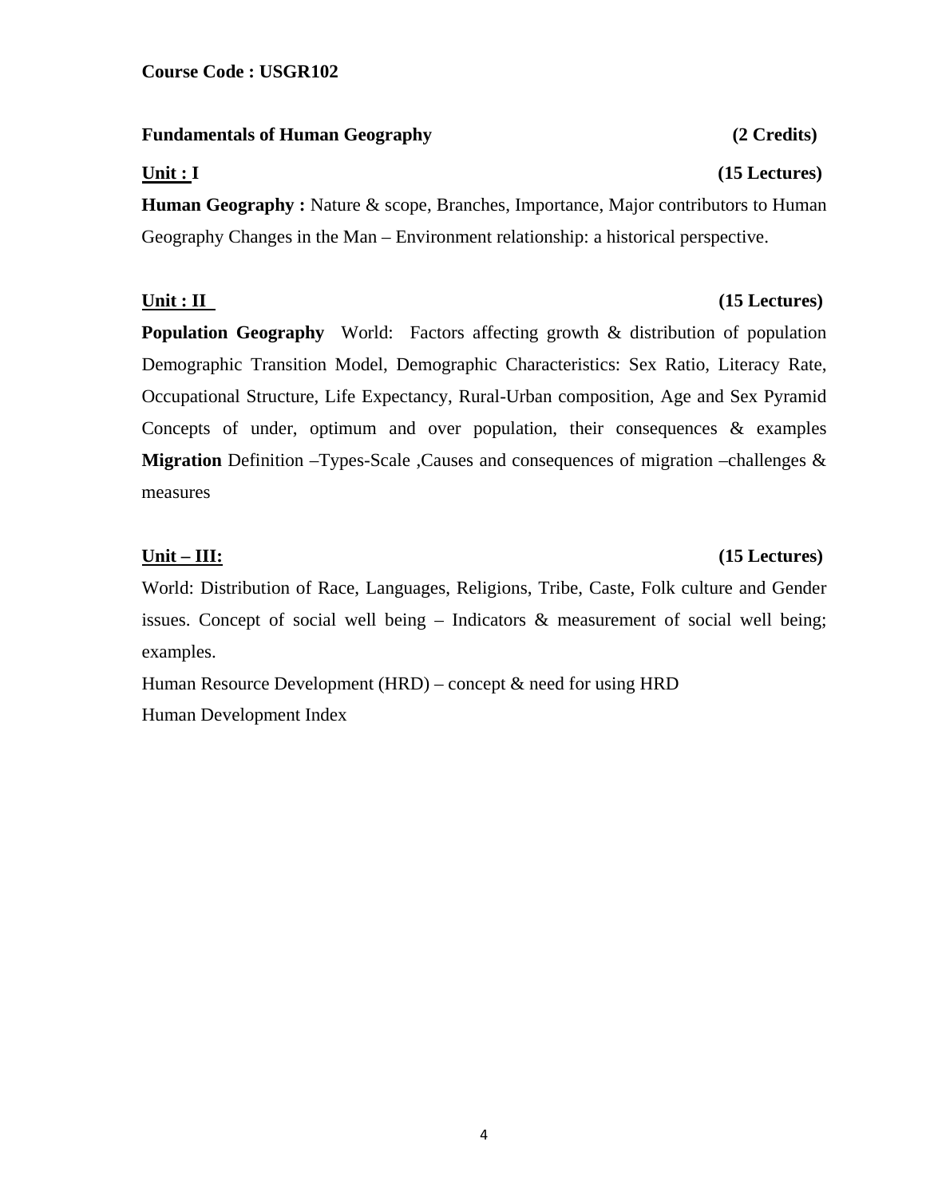**Course Code : USGR102**

**Fundamentals of Human Geography** **(2 Credits)**

**Unit : I** **(15 Lectures)**

**Human Geography :** Nature & scope, Branches, Importance, Major contributors to Human Geography Changes in the Man – Environment relationship: a historical perspective.

**Unit : II** **(15 Lectures)**

**Population Geography** World: Factors affecting growth & distribution of population Demographic Transition Model, Demographic Characteristics: Sex Ratio, Literacy Rate, Occupational Structure, Life Expectancy, Rural-Urban composition, Age and Sex Pyramid Concepts of under, optimum and over population, their consequences & examples **Migration** Definition –Types-Scale ,Causes and consequences of migration –challenges & measures

**Unit – III:** **(15 Lectures)**

World: Distribution of Race, Languages, Religions, Tribe, Caste, Folk culture and Gender issues. Concept of social well being – Indicators & measurement of social well being; examples.

Human Resource Development (HRD) – concept & need for using HRD

Human Development Index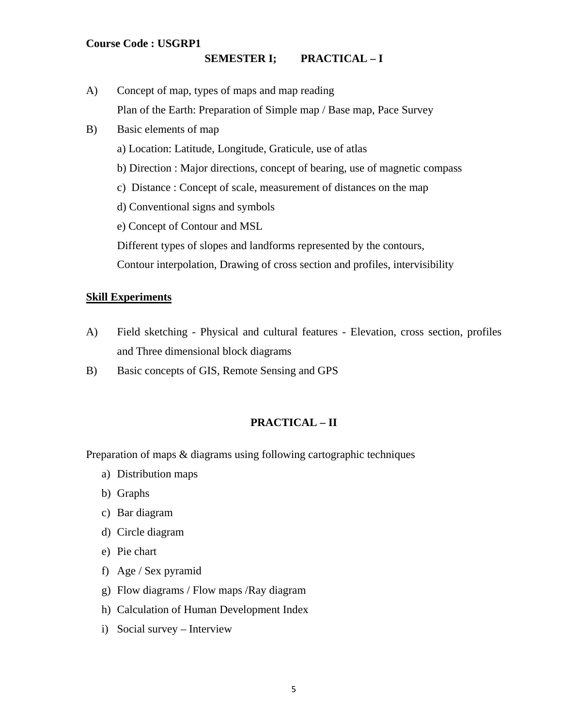**Course Code : USGRP1**

## SEMESTER I; PRACTICAL – I

A) Concept of map, types of maps and map reading

Plan of the Earth: Preparation of Simple map / Base map, Pace Survey

B) Basic elements of map

a) Location: Latitude, Longitude, Graticule, use of atlas

b) Direction : Major directions, concept of bearing, use of magnetic compass

c) Distance : Concept of scale, measurement of distances on the map

d) Conventional signs and symbols

e) Concept of Contour and MSL

Different types of slopes and landforms represented by the contours,

Contour interpolation, Drawing of cross section and profiles, intervisibility

### Skill Experiments

A) Field sketching - Physical and cultural features - Elevation, cross section, profiles and Three dimensional block diagrams

B) Basic concepts of GIS, Remote Sensing and GPS

## PRACTICAL – II

Preparation of maps & diagrams using following cartographic techniques

a) Distribution maps
b) Graphs
c) Bar diagram
d) Circle diagram
e) Pie chart
f) Age / Sex pyramid
g) Flow diagrams / Flow maps /Ray diagram
h) Calculation of Human Development Index
i) Social survey – Interview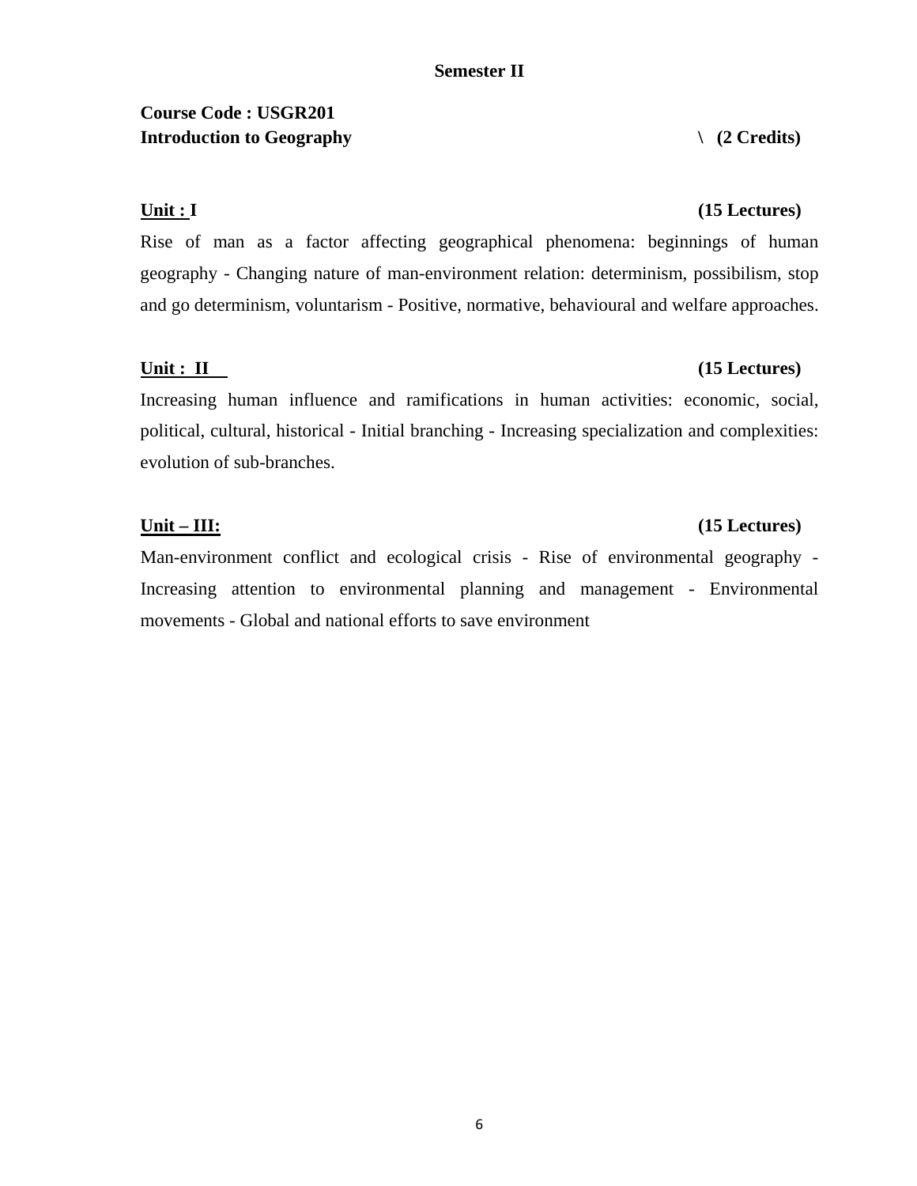**Semester II**

**Course Code : USGR201**
**Introduction to Geography \ (2 Credits)**

**Unit : I (15 Lectures)**

Rise of man as a factor affecting geographical phenomena: beginnings of human geography - Changing nature of man-environment relation: determinism, possibilism, stop and go determinism, voluntarism - Positive, normative, behavioural and welfare approaches.

**Unit : II (15 Lectures)**

Increasing human influence and ramifications in human activities: economic, social, political, cultural, historical - Initial branching - Increasing specialization and complexities: evolution of sub-branches.

**Unit – III: (15 Lectures)**

Man-environment conflict and ecological crisis - Rise of environmental geography - Increasing attention to environmental planning and management - Environmental movements - Global and national efforts to save environment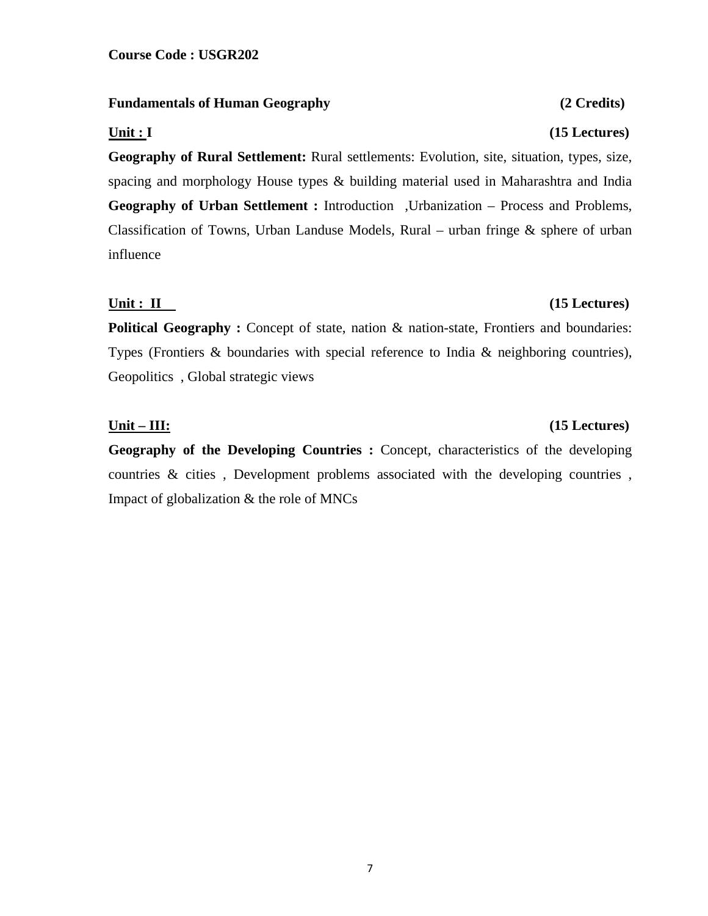**Course Code : USGR202**

**Fundamentals of Human Geography** **(2 Credits)**

**Unit : I** **(15 Lectures)**

**Geography of Rural Settlement:** Rural settlements: Evolution, site, situation, types, size, spacing and morphology House types & building material used in Maharashtra and India **Geography of Urban Settlement :** Introduction ,Urbanization – Process and Problems, Classification of Towns, Urban Landuse Models, Rural – urban fringe & sphere of urban influence

**Unit : II** **(15 Lectures)**

**Political Geography :** Concept of state, nation & nation-state, Frontiers and boundaries: Types (Frontiers & boundaries with special reference to India & neighboring countries), Geopolitics , Global strategic views

**Unit – III:** **(15 Lectures)**

**Geography of the Developing Countries :** Concept, characteristics of the developing countries & cities , Development problems associated with the developing countries , Impact of globalization & the role of MNCs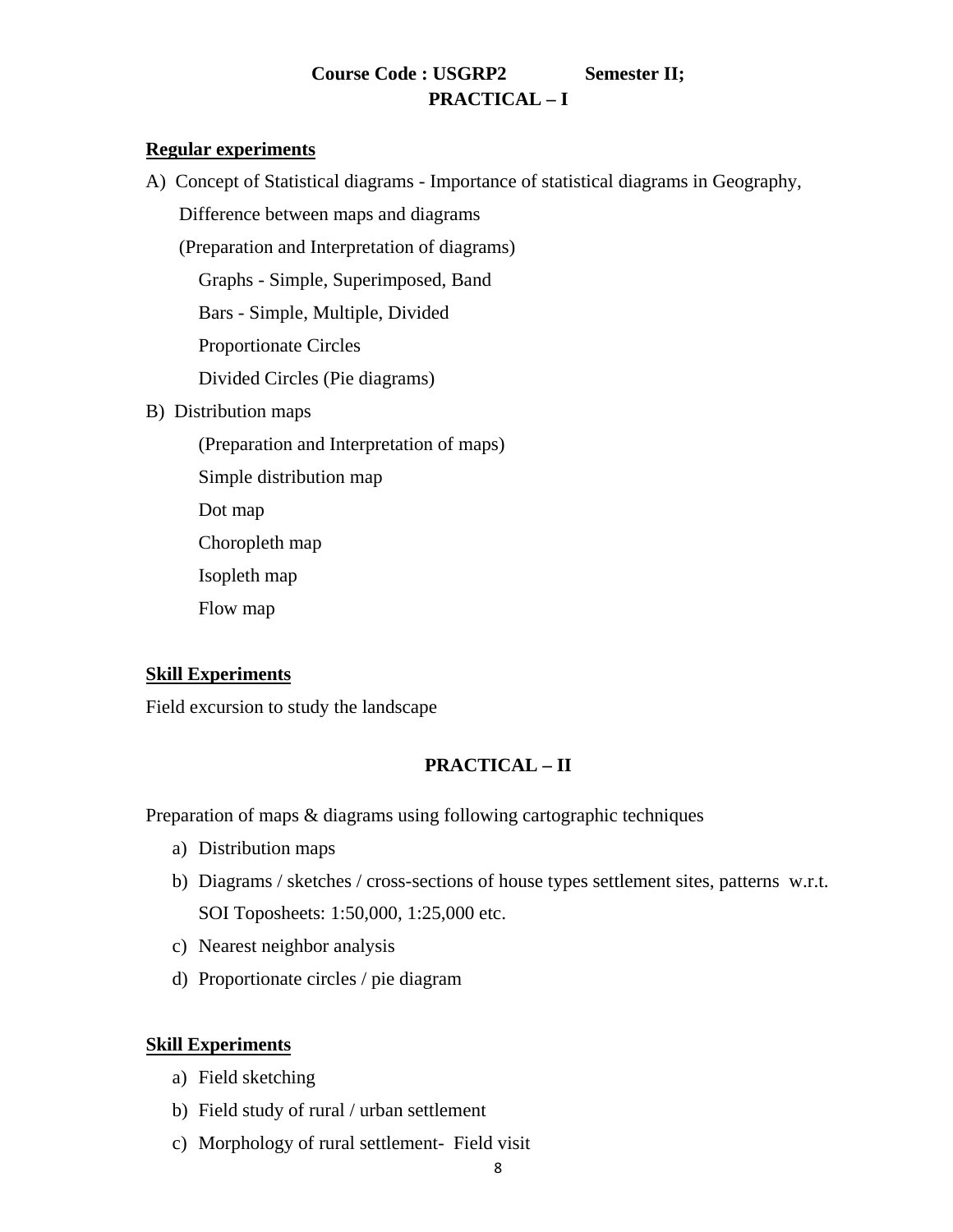**Course Code : USGRP2 Semester II;**

## PRACTICAL – I

**Regular experiments**

A) Concept of Statistical diagrams - Importance of statistical diagrams in Geography, Difference between maps and diagrams

(Preparation and Interpretation of diagrams)

Graphs - Simple, Superimposed, Band

Bars - Simple, Multiple, Divided

Proportionate Circles

Divided Circles (Pie diagrams)

B) Distribution maps

(Preparation and Interpretation of maps)

Simple distribution map

Dot map

Choropleth map

Isopleth map

Flow map

**Skill Experiments**

Field excursion to study the landscape

## PRACTICAL – II

Preparation of maps & diagrams using following cartographic techniques

a) Distribution maps
b) Diagrams / sketches / cross-sections of house types settlement sites, patterns w.r.t. SOI Toposheets: 1:50,000, 1:25,000 etc.
c) Nearest neighbor analysis
d) Proportionate circles / pie diagram

**Skill Experiments**

a) Field sketching
b) Field study of rural / urban settlement
c) Morphology of rural settlement- Field visit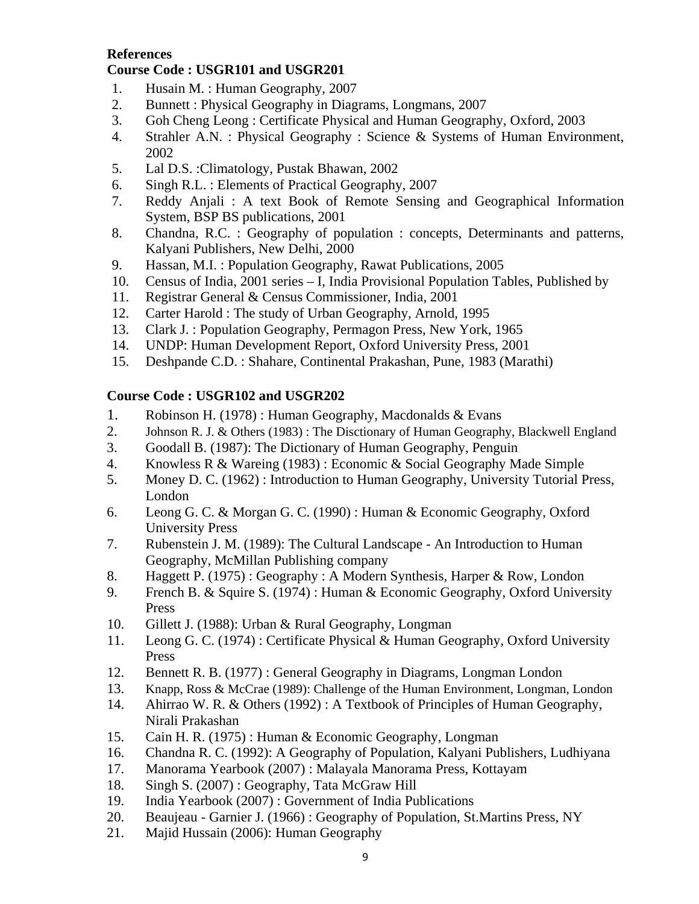**References**

**Course Code : USGR101 and USGR201**

1. Husain M. : Human Geography, 2007
2. Bunnett : Physical Geography in Diagrams, Longmans, 2007
3. Goh Cheng Leong : Certificate Physical and Human Geography, Oxford, 2003
4. Strahler A.N. : Physical Geography : Science & Systems of Human Environment, 2002
5. Lal D.S. :Climatology, Pustak Bhawan, 2002
6. Singh R.L. : Elements of Practical Geography, 2007
7. Reddy Anjali : A text Book of Remote Sensing and Geographical Information System, BSP BS publications, 2001
8. Chandna, R.C. : Geography of population : concepts, Determinants and patterns, Kalyani Publishers, New Delhi, 2000
9. Hassan, M.I. : Population Geography, Rawat Publications, 2005
10. Census of India, 2001 series – I, India Provisional Population Tables, Published by
11. Registrar General & Census Commissioner, India, 2001
12. Carter Harold : The study of Urban Geography, Arnold, 1995
13. Clark J. : Population Geography, Permagon Press, New York, 1965
14. UNDP: Human Development Report, Oxford University Press, 2001
15. Deshpande C.D. : Shahare, Continental Prakashan, Pune, 1983 (Marathi)

**Course Code : USGR102 and USGR202**

1. Robinson H. (1978) : Human Geography, Macdonalds & Evans
2. Johnson R. J. & Others (1983) : The Disctionary of Human Geography, Blackwell England
3. Goodall B. (1987): The Dictionary of Human Geography, Penguin
4. Knowless R & Wareing (1983) : Economic & Social Geography Made Simple
5. Money D. C. (1962) : Introduction to Human Geography, University Tutorial Press, London
6. Leong G. C. & Morgan G. C. (1990) : Human & Economic Geography, Oxford University Press
7. Rubenstein J. M. (1989): The Cultural Landscape - An Introduction to Human Geography, McMillan Publishing company
8. Haggett P. (1975) : Geography : A Modern Synthesis, Harper & Row, London
9. French B. & Squire S. (1974) : Human & Economic Geography, Oxford University Press
10. Gillett J. (1988): Urban & Rural Geography, Longman
11. Leong G. C. (1974) : Certificate Physical & Human Geography, Oxford University Press
12. Bennett R. B. (1977) : General Geography in Diagrams, Longman London
13. Knapp, Ross & McCrae (1989): Challenge of the Human Environment, Longman, London
14. Ahirrao W. R. & Others (1992) : A Textbook of Principles of Human Geography, Nirali Prakashan
15. Cain H. R. (1975) : Human & Economic Geography, Longman
16. Chandna R. C. (1992): A Geography of Population, Kalyani Publishers, Ludhiyana
17. Manorama Yearbook (2007) : Malayala Manorama Press, Kottayam
18. Singh S. (2007) : Geography, Tata McGraw Hill
19. India Yearbook (2007) : Government of India Publications
20. Beaujeau - Garnier J. (1966) : Geography of Population, St.Martins Press, NY
21. Majid Hussain (2006): Human Geography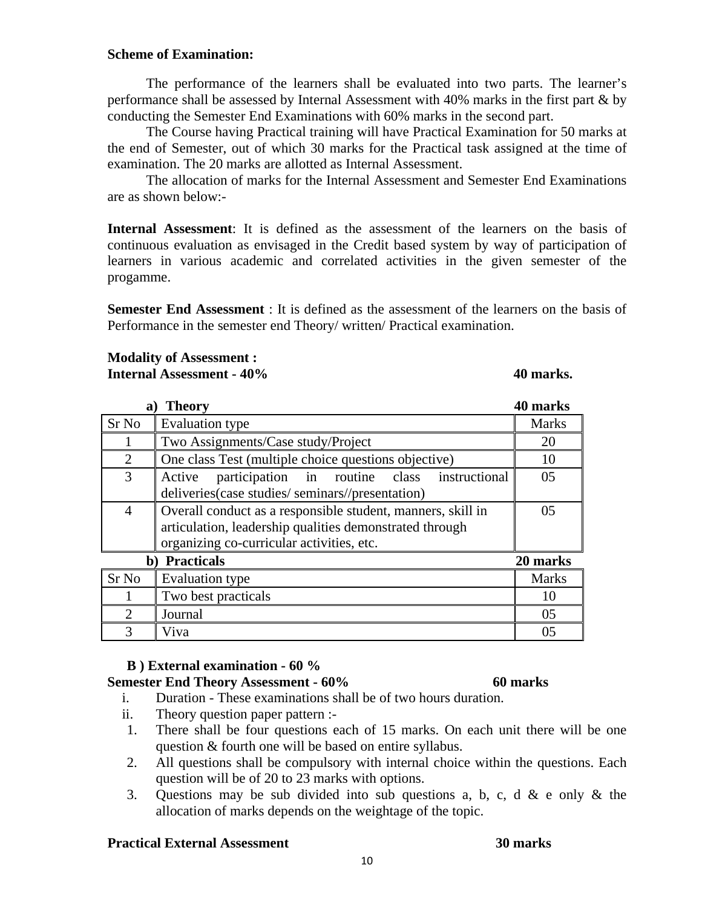**Scheme of Examination:**

The performance of the learners shall be evaluated into two parts. The learner's performance shall be assessed by Internal Assessment with 40% marks in the first part & by conducting the Semester End Examinations with 60% marks in the second part.

The Course having Practical training will have Practical Examination for 50 marks at the end of Semester, out of which 30 marks for the Practical task assigned at the time of examination. The 20 marks are allotted as Internal Assessment.

The allocation of marks for the Internal Assessment and Semester End Examinations are as shown below:-

**Internal Assessment**: It is defined as the assessment of the learners on the basis of continuous evaluation as envisaged in the Credit based system by way of participation of learners in various academic and correlated activities in the given semester of the progamme.

**Semester End Assessment** : It is defined as the assessment of the learners on the basis of Performance in the semester end Theory/ written/ Practical examination.

**Modality of Assessment :**
**Internal Assessment - 40%** **40 marks.**

**a) Theory** **40 marks**

| Sr No | Evaluation type | Marks |
|---|---|---|
| 1 | Two Assignments/Case study/Project | 20 |
| 2 | One class Test (multiple choice questions objective) | 10 |
| 3 | Active participation in routine class instructional deliveries(case studies/ seminars//presentation) | 05 |
| 4 | Overall conduct as a responsible student, manners, skill in articulation, leadership qualities demonstrated through organizing co-curricular activities, etc. | 05 |

**b) Practicals** **20 marks**

| Sr No | Evaluation type | Marks |
|---|---|---|
| 1 | Two best practicals | 10 |
| 2 | Journal | 05 |
| 3 | Viva | 05 |

**B ) External examination - 60 %**

**Semester End Theory Assessment - 60%** **60 marks**

i. Duration - These examinations shall be of two hours duration.
ii. Theory question paper pattern :-
1. There shall be four questions each of 15 marks. On each unit there will be one question & fourth one will be based on entire syllabus.
2. All questions shall be compulsory with internal choice within the questions. Each question will be of 20 to 23 marks with options.
3. Questions may be sub divided into sub questions a, b, c, d & e only & the allocation of marks depends on the weightage of the topic.

**Practical External Assessment** **30 marks**